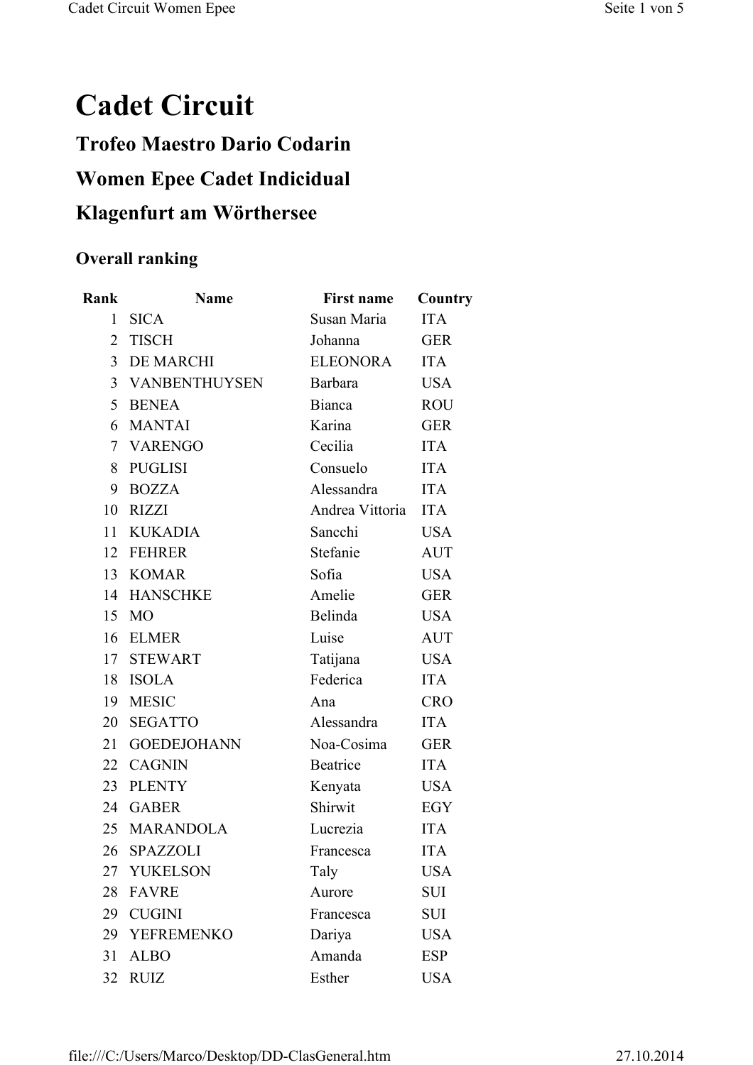# Cadet Circuit

## Trofeo Maestro Dario Codarin

## Women Epee Cadet Indicidual

## Klagenfurt am Wörthersee

### Overall ranking

| Rank | Name | First name | Country |
|---|---|---|---|
| 1 | SICA | Susan Maria | ITA |
| 2 | TISCH | Johanna | GER |
| 3 | DE MARCHI | ELEONORA | ITA |
| 3 | VANBENTHUYSEN | Barbara | USA |
| 5 | BENEA | Bianca | ROU |
| 6 | MANTAI | Karina | GER |
| 7 | VARENGO | Cecilia | ITA |
| 8 | PUGLISI | Consuelo | ITA |
| 9 | BOZZA | Alessandra | ITA |
| 10 | RIZZI | Andrea Vittoria | ITA |
| 11 | KUKADIA | Sancchi | USA |
| 12 | FEHRER | Stefanie | AUT |
| 13 | KOMAR | Sofia | USA |
| 14 | HANSCHKE | Amelie | GER |
| 15 | MO | Belinda | USA |
| 16 | ELMER | Luise | AUT |
| 17 | STEWART | Tatijana | USA |
| 18 | ISOLA | Federica | ITA |
| 19 | MESIC | Ana | CRO |
| 20 | SEGATTO | Alessandra | ITA |
| 21 | GOEDEJOHANN | Noa-Cosima | GER |
| 22 | CAGNIN | Beatrice | ITA |
| 23 | PLENTY | Kenyata | USA |
| 24 | GABER | Shirwit | EGY |
| 25 | MARANDOLA | Lucrezia | ITA |
| 26 | SPAZZOLI | Francesca | ITA |
| 27 | YUKELSON | Taly | USA |
| 28 | FAVRE | Aurore | SUI |
| 29 | CUGINI | Francesca | SUI |
| 29 | YEFREMENKO | Dariya | USA |
| 31 | ALBO | Amanda | ESP |
| 32 | RUIZ | Esther | USA |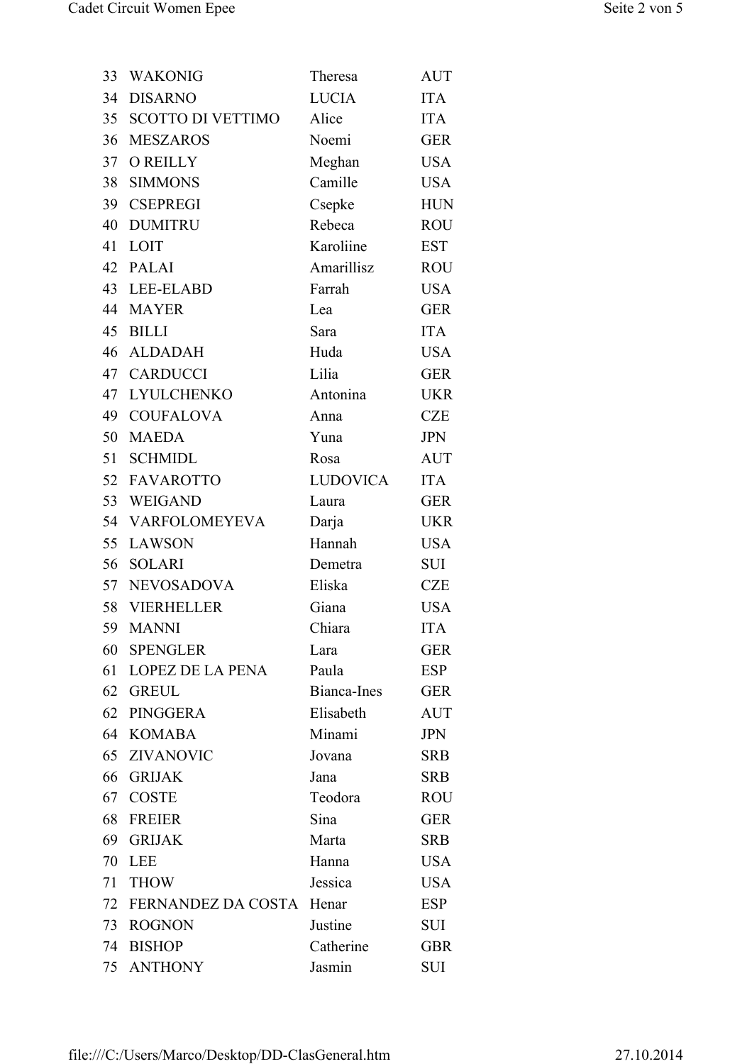| | | | |
|---|---|---|---|
| 33 | WAKONIG | Theresa | AUT |
| 34 | DISARNO | LUCIA | ITA |
| 35 | SCOTTO DI VETTIMO | Alice | ITA |
| 36 | MESZAROS | Noemi | GER |
| 37 | O REILLY | Meghan | USA |
| 38 | SIMMONS | Camille | USA |
| 39 | CSEPREGI | Csepke | HUN |
| 40 | DUMITRU | Rebeca | ROU |
| 41 | LOIT | Karoliine | EST |
| 42 | PALAI | Amarillisz | ROU |
| 43 | LEE-ELABD | Farrah | USA |
| 44 | MAYER | Lea | GER |
| 45 | BILLI | Sara | ITA |
| 46 | ALDADAH | Huda | USA |
| 47 | CARDUCCI | Lilia | GER |
| 47 | LYULCHENKO | Antonina | UKR |
| 49 | COUFALOVA | Anna | CZE |
| 50 | MAEDA | Yuna | JPN |
| 51 | SCHMIDL | Rosa | AUT |
| 52 | FAVAROTTO | LUDOVICA | ITA |
| 53 | WEIGAND | Laura | GER |
| 54 | VARFOLOMEYEVA | Darja | UKR |
| 55 | LAWSON | Hannah | USA |
| 56 | SOLARI | Demetra | SUI |
| 57 | NEVOSADOVA | Eliska | CZE |
| 58 | VIERHELLER | Giana | USA |
| 59 | MANNI | Chiara | ITA |
| 60 | SPENGLER | Lara | GER |
| 61 | LOPEZ DE LA PENA | Paula | ESP |
| 62 | GREUL | Bianca-Ines | GER |
| 62 | PINGGERA | Elisabeth | AUT |
| 64 | KOMABA | Minami | JPN |
| 65 | ZIVANOVIC | Jovana | SRB |
| 66 | GRIJAK | Jana | SRB |
| 67 | COSTE | Teodora | ROU |
| 68 | FREIER | Sina | GER |
| 69 | GRIJAK | Marta | SRB |
| 70 | LEE | Hanna | USA |
| 71 | THOW | Jessica | USA |
| 72 | FERNANDEZ DA COSTA | Henar | ESP |
| 73 | ROGNON | Justine | SUI |
| 74 | BISHOP | Catherine | GBR |
| 75 | ANTHONY | Jasmin | SUI |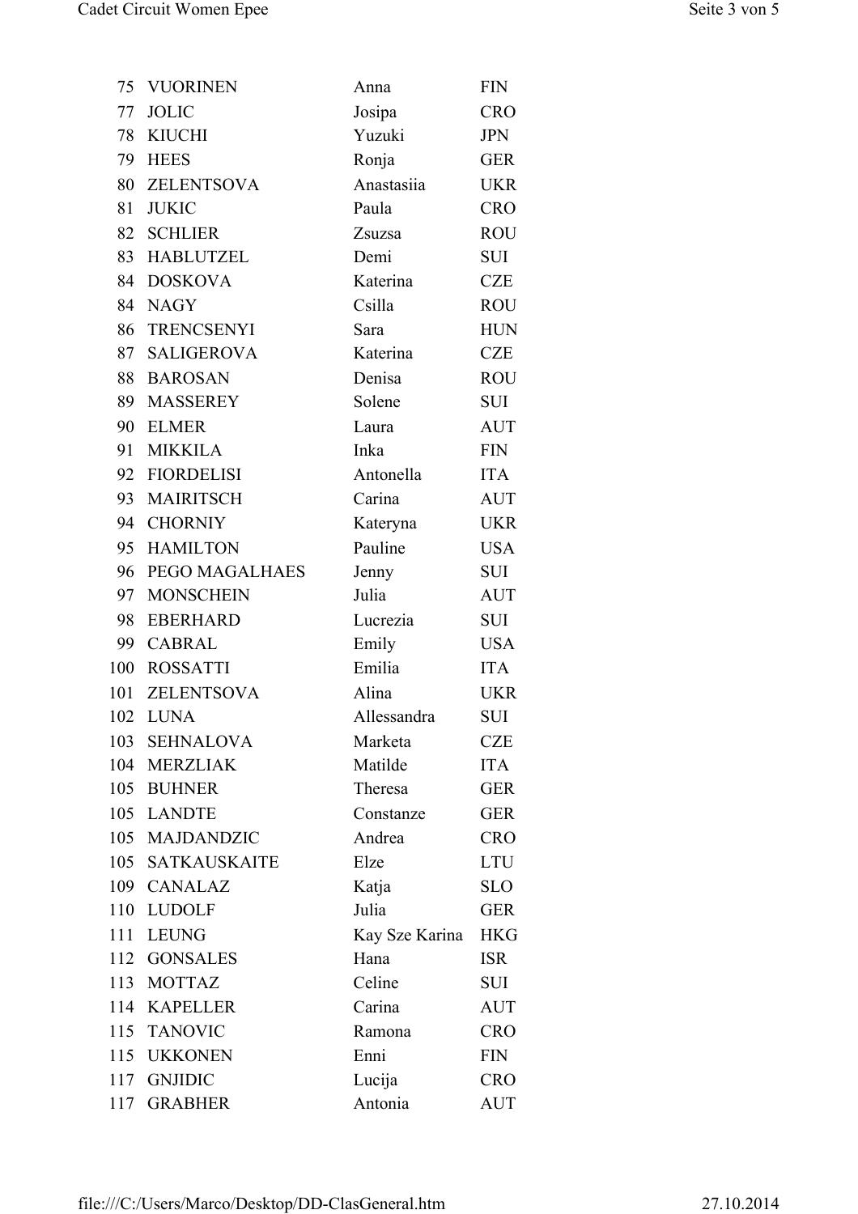| | | | |
|---|---|---|---|
| 75 | VUORINEN | Anna | FIN |
| 77 | JOLIC | Josipa | CRO |
| 78 | KIUCHI | Yuzuki | JPN |
| 79 | HEES | Ronja | GER |
| 80 | ZELENTSOVA | Anastasiia | UKR |
| 81 | JUKIC | Paula | CRO |
| 82 | SCHLIER | Zsuzsa | ROU |
| 83 | HABLUTZEL | Demi | SUI |
| 84 | DOSKOVA | Katerina | CZE |
| 84 | NAGY | Csilla | ROU |
| 86 | TRENCSENYI | Sara | HUN |
| 87 | SALIGEROVA | Katerina | CZE |
| 88 | BAROSAN | Denisa | ROU |
| 89 | MASSEREY | Solene | SUI |
| 90 | ELMER | Laura | AUT |
| 91 | MIKKILA | Inka | FIN |
| 92 | FIORDELISI | Antonella | ITA |
| 93 | MAIRITSCH | Carina | AUT |
| 94 | CHORNIY | Kateryna | UKR |
| 95 | HAMILTON | Pauline | USA |
| 96 | PEGO MAGALHAES | Jenny | SUI |
| 97 | MONSCHEIN | Julia | AUT |
| 98 | EBERHARD | Lucrezia | SUI |
| 99 | CABRAL | Emily | USA |
| 100 | ROSSATTI | Emilia | ITA |
| 101 | ZELENTSOVA | Alina | UKR |
| 102 | LUNA | Allessandra | SUI |
| 103 | SEHNALOVA | Marketa | CZE |
| 104 | MERZLIAK | Matilde | ITA |
| 105 | BUHNER | Theresa | GER |
| 105 | LANDTE | Constanze | GER |
| 105 | MAJDANDZIC | Andrea | CRO |
| 105 | SATKAUSKAITE | Elze | LTU |
| 109 | CANALAZ | Katja | SLO |
| 110 | LUDOLF | Julia | GER |
| 111 | LEUNG | Kay Sze Karina | HKG |
| 112 | GONSALES | Hana | ISR |
| 113 | MOTTAZ | Celine | SUI |
| 114 | KAPELLER | Carina | AUT |
| 115 | TANOVIC | Ramona | CRO |
| 115 | UKKONEN | Enni | FIN |
| 117 | GNJIDIC | Lucija | CRO |
| 117 | GRABHER | Antonia | AUT |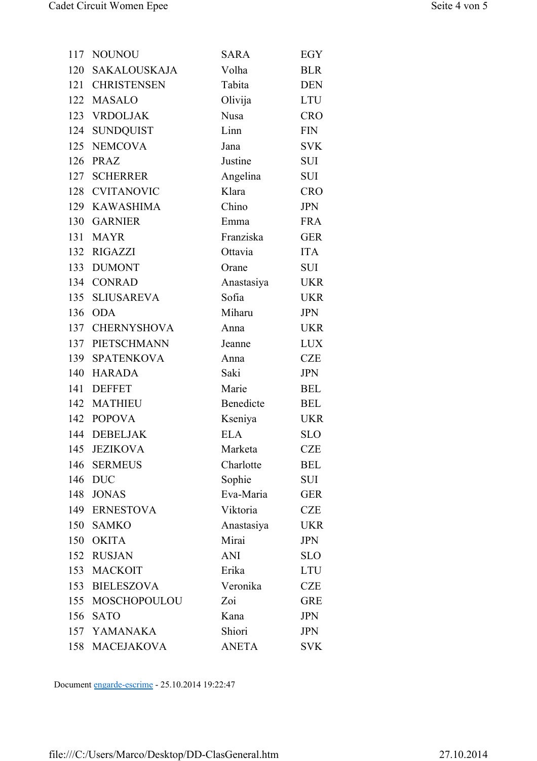| | | | |
|---|---|---|---|
| 117 | NOUNOU | SARA | EGY |
| 120 | SAKALOUSKAJA | Volha | BLR |
| 121 | CHRISTENSEN | Tabita | DEN |
| 122 | MASALO | Olivija | LTU |
| 123 | VRDOLJAK | Nusa | CRO |
| 124 | SUNDQUIST | Linn | FIN |
| 125 | NEMCOVA | Jana | SVK |
| 126 | PRAZ | Justine | SUI |
| 127 | SCHERRER | Angelina | SUI |
| 128 | CVITANOVIC | Klara | CRO |
| 129 | KAWASHIMA | Chino | JPN |
| 130 | GARNIER | Emma | FRA |
| 131 | MAYR | Franziska | GER |
| 132 | RIGAZZI | Ottavia | ITA |
| 133 | DUMONT | Orane | SUI |
| 134 | CONRAD | Anastasiya | UKR |
| 135 | SLIUSAREVA | Sofia | UKR |
| 136 | ODA | Miharu | JPN |
| 137 | CHERNYSHOVA | Anna | UKR |
| 137 | PIETSCHMANN | Jeanne | LUX |
| 139 | SPATENKOVA | Anna | CZE |
| 140 | HARADA | Saki | JPN |
| 141 | DEFFET | Marie | BEL |
| 142 | MATHIEU | Benedicte | BEL |
| 142 | POPOVA | Kseniya | UKR |
| 144 | DEBELJAK | ELA | SLO |
| 145 | JEZIKOVA | Marketa | CZE |
| 146 | SERMEUS | Charlotte | BEL |
| 146 | DUC | Sophie | SUI |
| 148 | JONAS | Eva-Maria | GER |
| 149 | ERNESTOVA | Viktoria | CZE |
| 150 | SAMKO | Anastasiya | UKR |
| 150 | OKITA | Mirai | JPN |
| 152 | RUSJAN | ANI | SLO |
| 153 | MACKOIT | Erika | LTU |
| 153 | BIELESZOVA | Veronika | CZE |
| 155 | MOSCHOPOULOU | Zoi | GRE |
| 156 | SATO | Kana | JPN |
| 157 | YAMANAKA | Shiori | JPN |
| 158 | MACEJAKOVA | ANETA | SVK |

Document engarde-escrime - 25.10.2014 19:22:47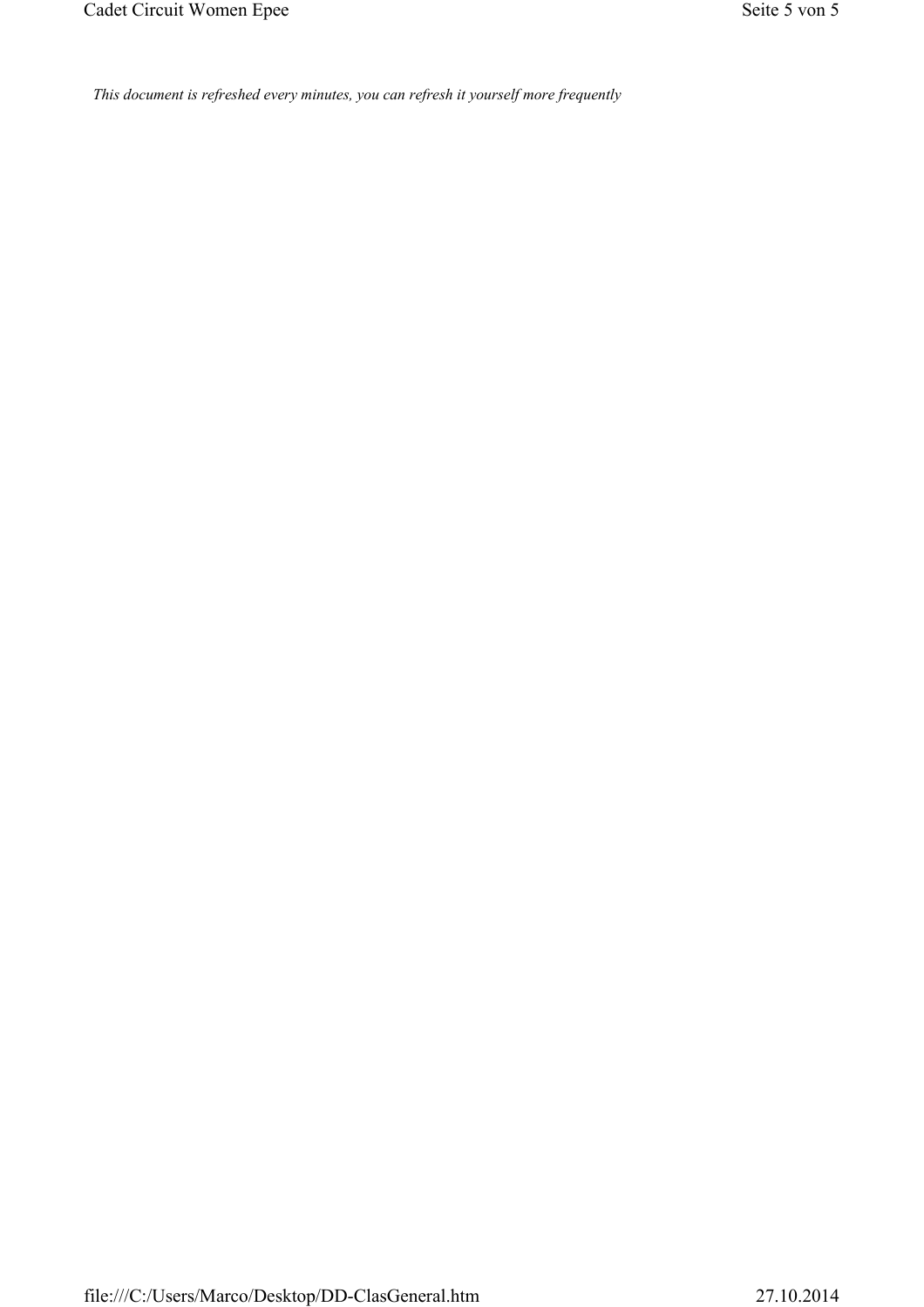*This document is refreshed every minutes, you can refresh it yourself more frequently*